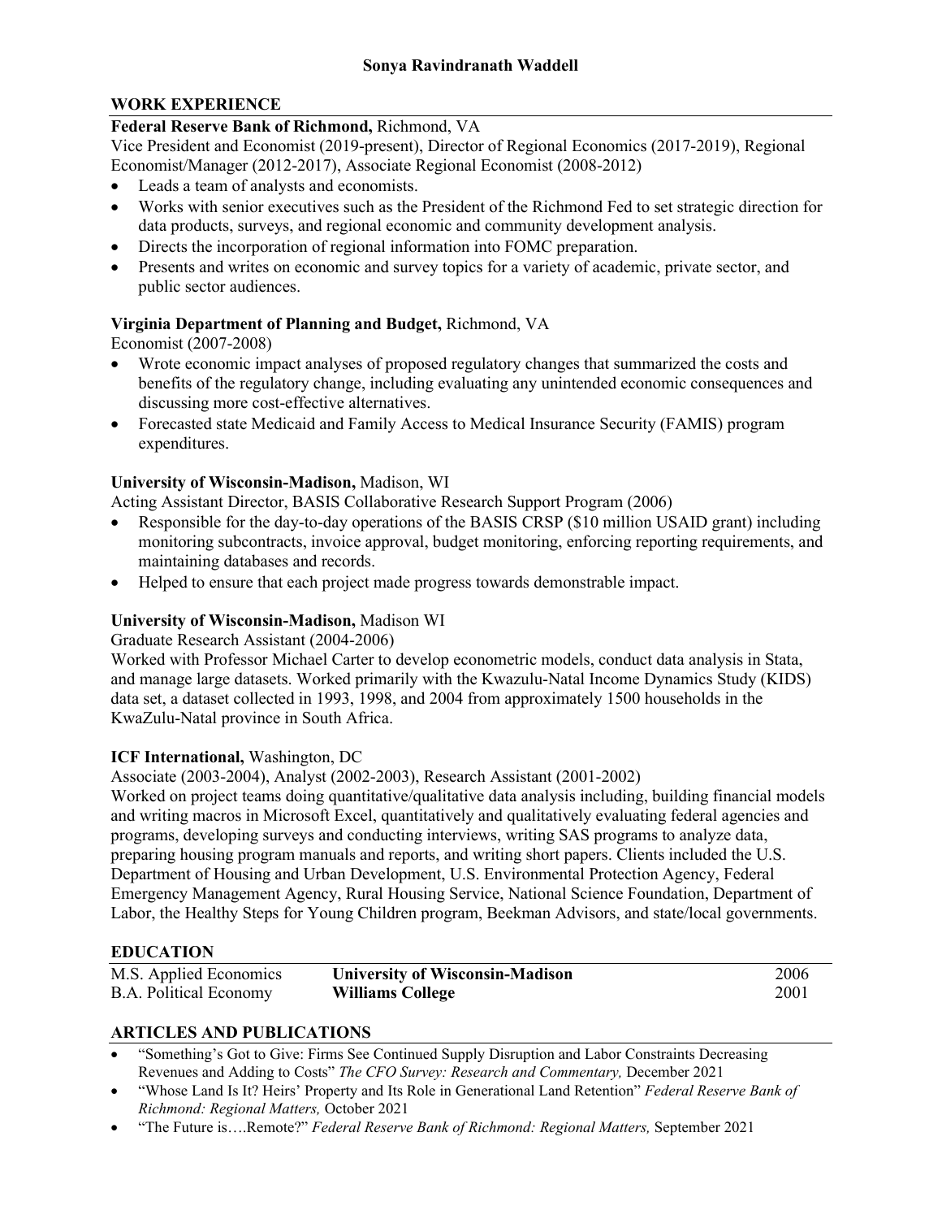# Sonya Ravindranath Waddell

## WORK EXPERIENCE

**Federal Reserve Bank of Richmond,** Richmond, VA

Vice President and Economist (2019-present), Director of Regional Economics (2017-2019), Regional Economist/Manager (2012-2017), Associate Regional Economist (2008-2012)

- Leads a team of analysts and economists.
- Works with senior executives such as the President of the Richmond Fed to set strategic direction for data products, surveys, and regional economic and community development analysis.
- Directs the incorporation of regional information into FOMC preparation.
- Presents and writes on economic and survey topics for a variety of academic, private sector, and public sector audiences.

**Virginia Department of Planning and Budget,** Richmond, VA

Economist (2007-2008)

- Wrote economic impact analyses of proposed regulatory changes that summarized the costs and benefits of the regulatory change, including evaluating any unintended economic consequences and discussing more cost-effective alternatives.
- Forecasted state Medicaid and Family Access to Medical Insurance Security (FAMIS) program expenditures.

**University of Wisconsin-Madison,** Madison, WI

Acting Assistant Director, BASIS Collaborative Research Support Program (2006)

- Responsible for the day-to-day operations of the BASIS CRSP ($10 million USAID grant) including monitoring subcontracts, invoice approval, budget monitoring, enforcing reporting requirements, and maintaining databases and records.
- Helped to ensure that each project made progress towards demonstrable impact.

**University of Wisconsin-Madison,** Madison WI

Graduate Research Assistant (2004-2006)

Worked with Professor Michael Carter to develop econometric models, conduct data analysis in Stata, and manage large datasets. Worked primarily with the Kwazulu-Natal Income Dynamics Study (KIDS) data set, a dataset collected in 1993, 1998, and 2004 from approximately 1500 households in the KwaZulu-Natal province in South Africa.

**ICF International,** Washington, DC

Associate (2003-2004), Analyst (2002-2003), Research Assistant (2001-2002)

Worked on project teams doing quantitative/qualitative data analysis including, building financial models and writing macros in Microsoft Excel, quantitatively and qualitatively evaluating federal agencies and programs, developing surveys and conducting interviews, writing SAS programs to analyze data, preparing housing program manuals and reports, and writing short papers. Clients included the U.S. Department of Housing and Urban Development, U.S. Environmental Protection Agency, Federal Emergency Management Agency, Rural Housing Service, National Science Foundation, Department of Labor, the Healthy Steps for Young Children program, Beekman Advisors, and state/local governments.

## EDUCATION

| | | |
|---|---|---|
| M.S. Applied Economics | **University of Wisconsin-Madison** | 2006 |
| B.A. Political Economy | **Williams College** | 2001 |

## ARTICLES AND PUBLICATIONS

- "Something's Got to Give: Firms See Continued Supply Disruption and Labor Constraints Decreasing Revenues and Adding to Costs" *The CFO Survey: Research and Commentary,* December 2021
- "Whose Land Is It? Heirs' Property and Its Role in Generational Land Retention" *Federal Reserve Bank of Richmond: Regional Matters,* October 2021
- "The Future is….Remote?" *Federal Reserve Bank of Richmond: Regional Matters,* September 2021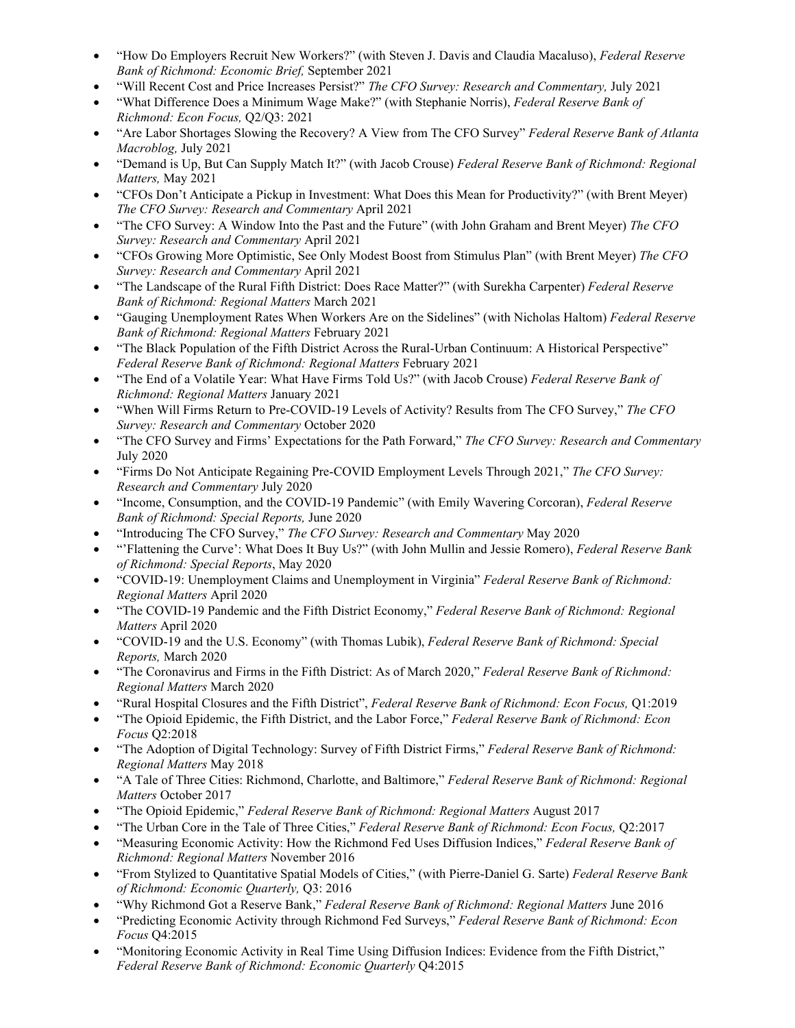- "How Do Employers Recruit New Workers?" (with Steven J. Davis and Claudia Macaluso), *Federal Reserve Bank of Richmond: Economic Brief,* September 2021
- "Will Recent Cost and Price Increases Persist?" *The CFO Survey: Research and Commentary,* July 2021
- "What Difference Does a Minimum Wage Make?" (with Stephanie Norris), *Federal Reserve Bank of Richmond: Econ Focus,* Q2/Q3: 2021
- "Are Labor Shortages Slowing the Recovery? A View from The CFO Survey" *Federal Reserve Bank of Atlanta Macroblog,* July 2021
- "Demand is Up, But Can Supply Match It?" (with Jacob Crouse) *Federal Reserve Bank of Richmond: Regional Matters,* May 2021
- "CFOs Don't Anticipate a Pickup in Investment: What Does this Mean for Productivity?" (with Brent Meyer) *The CFO Survey: Research and Commentary* April 2021
- "The CFO Survey: A Window Into the Past and the Future" (with John Graham and Brent Meyer) *The CFO Survey: Research and Commentary* April 2021
- "CFOs Growing More Optimistic, See Only Modest Boost from Stimulus Plan" (with Brent Meyer) *The CFO Survey: Research and Commentary* April 2021
- "The Landscape of the Rural Fifth District: Does Race Matter?" (with Surekha Carpenter) *Federal Reserve Bank of Richmond: Regional Matters* March 2021
- "Gauging Unemployment Rates When Workers Are on the Sidelines" (with Nicholas Haltom) *Federal Reserve Bank of Richmond: Regional Matters* February 2021
- "The Black Population of the Fifth District Across the Rural-Urban Continuum: A Historical Perspective" *Federal Reserve Bank of Richmond: Regional Matters* February 2021
- "The End of a Volatile Year: What Have Firms Told Us?" (with Jacob Crouse) *Federal Reserve Bank of Richmond: Regional Matters* January 2021
- "When Will Firms Return to Pre-COVID-19 Levels of Activity? Results from The CFO Survey," *The CFO Survey: Research and Commentary* October 2020
- "The CFO Survey and Firms' Expectations for the Path Forward," *The CFO Survey: Research and Commentary* July 2020
- "Firms Do Not Anticipate Regaining Pre-COVID Employment Levels Through 2021," *The CFO Survey: Research and Commentary* July 2020
- "Income, Consumption, and the COVID-19 Pandemic" (with Emily Wavering Corcoran), *Federal Reserve Bank of Richmond: Special Reports,* June 2020
- "Introducing The CFO Survey," *The CFO Survey: Research and Commentary* May 2020
- "'Flattening the Curve': What Does It Buy Us?" (with John Mullin and Jessie Romero), *Federal Reserve Bank of Richmond: Special Reports*, May 2020
- "COVID-19: Unemployment Claims and Unemployment in Virginia" *Federal Reserve Bank of Richmond: Regional Matters* April 2020
- "The COVID-19 Pandemic and the Fifth District Economy," *Federal Reserve Bank of Richmond: Regional Matters* April 2020
- "COVID-19 and the U.S. Economy" (with Thomas Lubik), *Federal Reserve Bank of Richmond: Special Reports,* March 2020
- "The Coronavirus and Firms in the Fifth District: As of March 2020," *Federal Reserve Bank of Richmond: Regional Matters* March 2020
- "Rural Hospital Closures and the Fifth District", *Federal Reserve Bank of Richmond: Econ Focus,* Q1:2019
- "The Opioid Epidemic, the Fifth District, and the Labor Force," *Federal Reserve Bank of Richmond: Econ Focus* Q2:2018
- "The Adoption of Digital Technology: Survey of Fifth District Firms," *Federal Reserve Bank of Richmond: Regional Matters* May 2018
- "A Tale of Three Cities: Richmond, Charlotte, and Baltimore," *Federal Reserve Bank of Richmond: Regional Matters* October 2017
- "The Opioid Epidemic," *Federal Reserve Bank of Richmond: Regional Matters* August 2017
- "The Urban Core in the Tale of Three Cities," *Federal Reserve Bank of Richmond: Econ Focus,* Q2:2017
- "Measuring Economic Activity: How the Richmond Fed Uses Diffusion Indices," *Federal Reserve Bank of Richmond: Regional Matters* November 2016
- "From Stylized to Quantitative Spatial Models of Cities," (with Pierre-Daniel G. Sarte) *Federal Reserve Bank of Richmond: Economic Quarterly,* Q3: 2016
- "Why Richmond Got a Reserve Bank," *Federal Reserve Bank of Richmond: Regional Matters* June 2016
- "Predicting Economic Activity through Richmond Fed Surveys," *Federal Reserve Bank of Richmond: Econ Focus* Q4:2015
- "Monitoring Economic Activity in Real Time Using Diffusion Indices: Evidence from the Fifth District," *Federal Reserve Bank of Richmond: Economic Quarterly* Q4:2015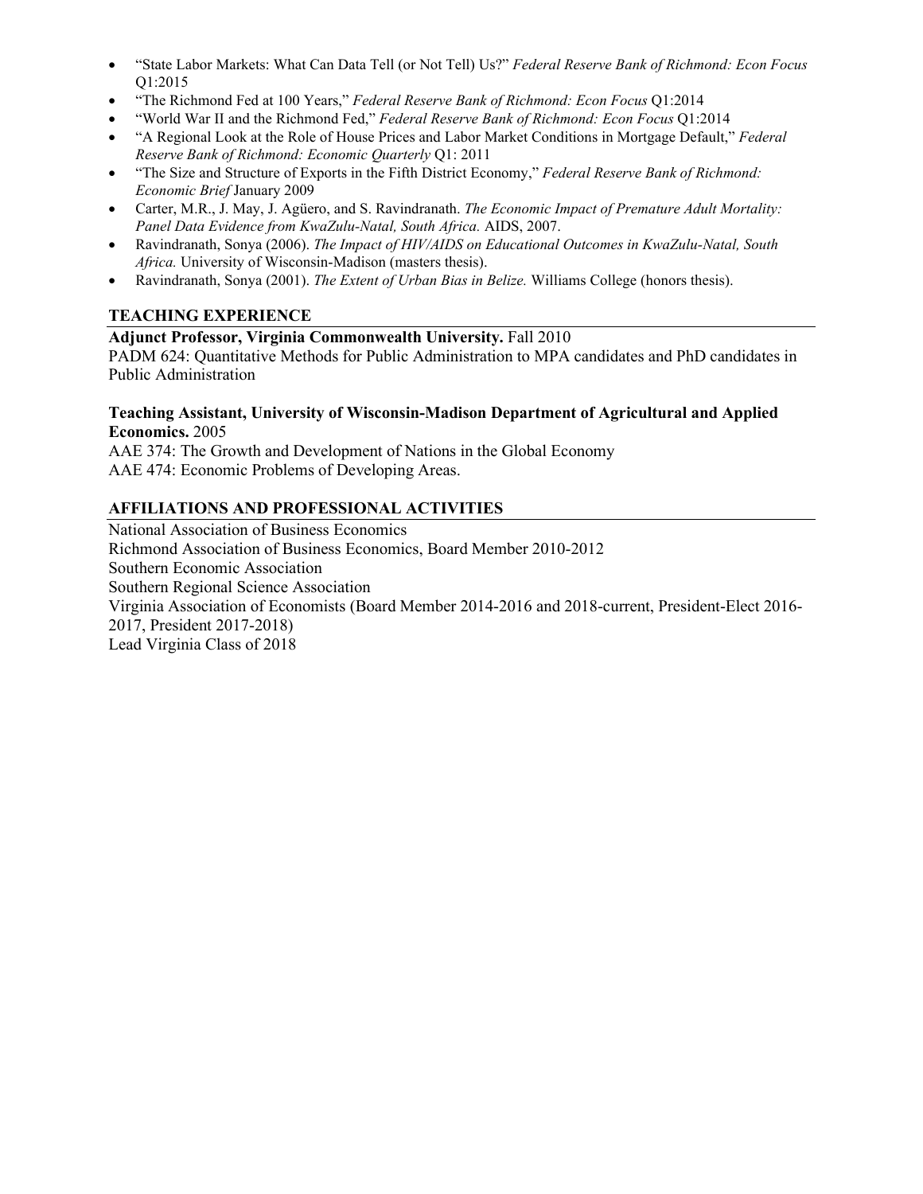- "State Labor Markets: What Can Data Tell (or Not Tell) Us?" *Federal Reserve Bank of Richmond: Econ Focus* Q1:2015
- "The Richmond Fed at 100 Years," *Federal Reserve Bank of Richmond: Econ Focus* Q1:2014
- "World War II and the Richmond Fed," *Federal Reserve Bank of Richmond: Econ Focus* Q1:2014
- "A Regional Look at the Role of House Prices and Labor Market Conditions in Mortgage Default," *Federal Reserve Bank of Richmond: Economic Quarterly* Q1: 2011
- "The Size and Structure of Exports in the Fifth District Economy," *Federal Reserve Bank of Richmond: Economic Brief* January 2009
- Carter, M.R., J. May, J. Agüero, and S. Ravindranath. *The Economic Impact of Premature Adult Mortality: Panel Data Evidence from KwaZulu-Natal, South Africa.* AIDS, 2007.
- Ravindranath, Sonya (2006). *The Impact of HIV/AIDS on Educational Outcomes in KwaZulu-Natal, South Africa.* University of Wisconsin-Madison (masters thesis).
- Ravindranath, Sonya (2001). *The Extent of Urban Bias in Belize.* Williams College (honors thesis).

## TEACHING EXPERIENCE

**Adjunct Professor, Virginia Commonwealth University.** Fall 2010
PADM 624: Quantitative Methods for Public Administration to MPA candidates and PhD candidates in Public Administration

**Teaching Assistant, University of Wisconsin-Madison Department of Agricultural and Applied Economics.** 2005
AAE 374: The Growth and Development of Nations in the Global Economy
AAE 474: Economic Problems of Developing Areas.

## AFFILIATIONS AND PROFESSIONAL ACTIVITIES

National Association of Business Economics
Richmond Association of Business Economics, Board Member 2010-2012
Southern Economic Association
Southern Regional Science Association
Virginia Association of Economists (Board Member 2014-2016 and 2018-current, President-Elect 2016-2017, President 2017-2018)
Lead Virginia Class of 2018